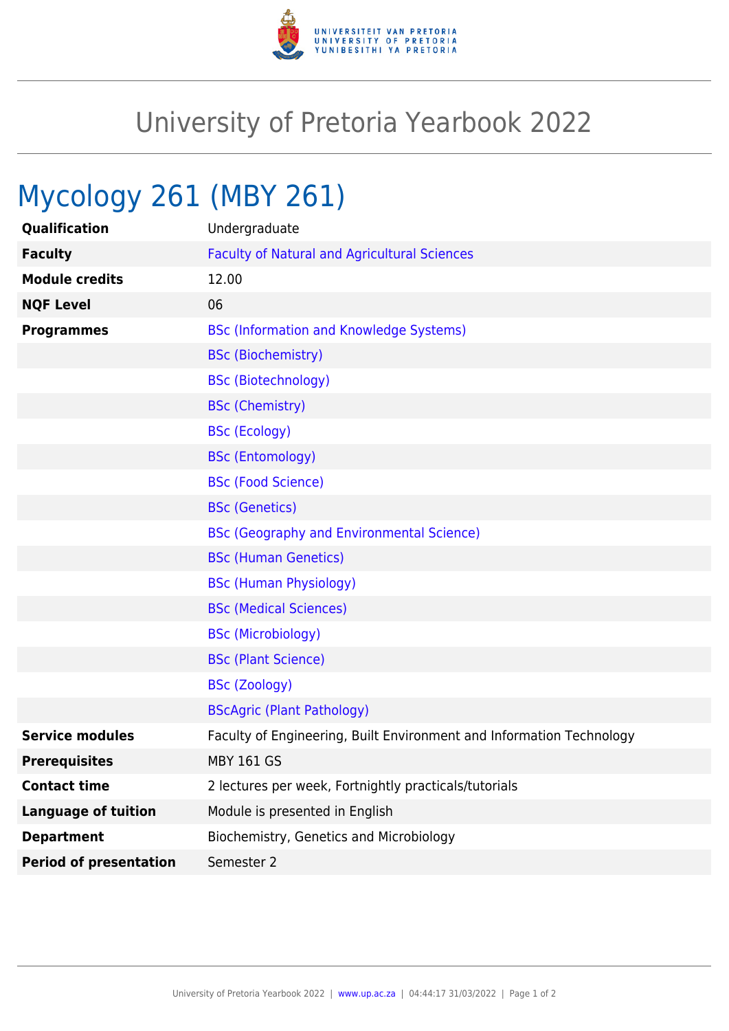# University of Pretoria Yearbook 2022

## Mycology 261 (MBY 261)

| | |
|---|---|
| **Qualification** | Undergraduate |
| **Faculty** | Faculty of Natural and Agricultural Sciences |
| **Module credits** | 12.00 |
| **NQF Level** | 06 |
| **Programmes** | BSc (Information and Knowledge Systems) |
| | BSc (Biochemistry) |
| | BSc (Biotechnology) |
| | BSc (Chemistry) |
| | BSc (Ecology) |
| | BSc (Entomology) |
| | BSc (Food Science) |
| | BSc (Genetics) |
| | BSc (Geography and Environmental Science) |
| | BSc (Human Genetics) |
| | BSc (Human Physiology) |
| | BSc (Medical Sciences) |
| | BSc (Microbiology) |
| | BSc (Plant Science) |
| | BSc (Zoology) |
| | BScAgric (Plant Pathology) |
| **Service modules** | Faculty of Engineering, Built Environment and Information Technology |
| **Prerequisites** | MBY 161 GS |
| **Contact time** | 2 lectures per week, Fortnightly practicals/tutorials |
| **Language of tuition** | Module is presented in English |
| **Department** | Biochemistry, Genetics and Microbiology |
| **Period of presentation** | Semester 2 |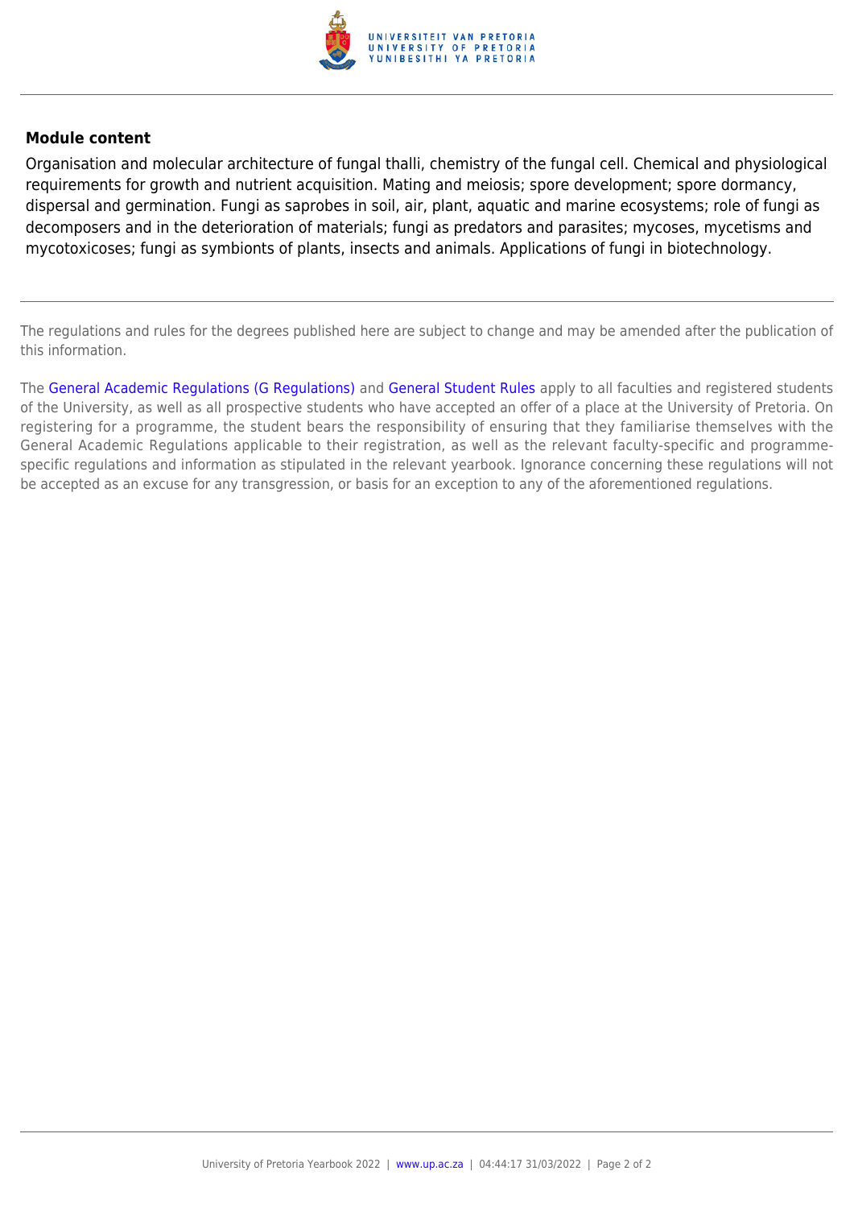### Module content

Organisation and molecular architecture of fungal thalli, chemistry of the fungal cell. Chemical and physiological requirements for growth and nutrient acquisition. Mating and meiosis; spore development; spore dormancy, dispersal and germination. Fungi as saprobes in soil, air, plant, aquatic and marine ecosystems; role of fungi as decomposers and in the deterioration of materials; fungi as predators and parasites; mycoses, mycetisms and mycotoxicoses; fungi as symbionts of plants, insects and animals. Applications of fungi in biotechnology.

---

The regulations and rules for the degrees published here are subject to change and may be amended after the publication of this information.

The General Academic Regulations (G Regulations) and General Student Rules apply to all faculties and registered students of the University, as well as all prospective students who have accepted an offer of a place at the University of Pretoria. On registering for a programme, the student bears the responsibility of ensuring that they familiarise themselves with the General Academic Regulations applicable to their registration, as well as the relevant faculty-specific and programme-specific regulations and information as stipulated in the relevant yearbook. Ignorance concerning these regulations will not be accepted as an excuse for any transgression, or basis for an exception to any of the aforementioned regulations.